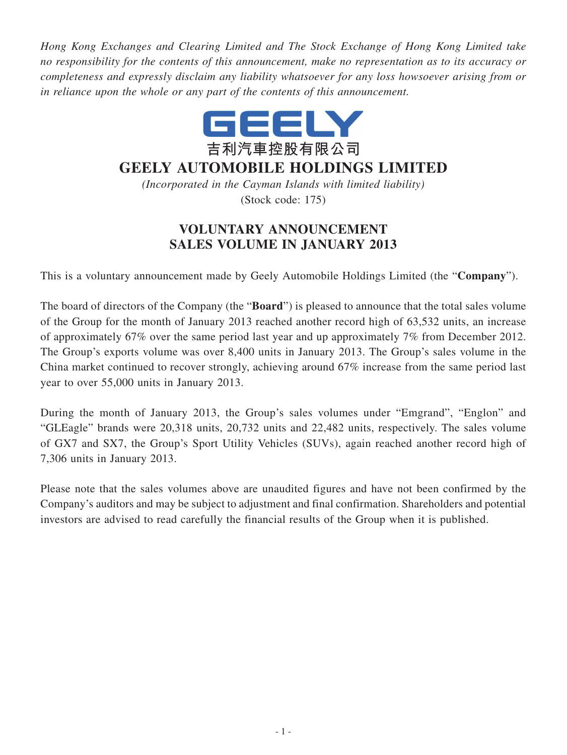*Hong Kong Exchanges and Clearing Limited and The Stock Exchange of Hong Kong Limited take no responsibility for the contents of this announcement, make no representation as to its accuracy or completeness and expressly disclaim any liability whatsoever for any loss howsoever arising from or in reliance upon the whole or any part of the contents of this announcement.*

GEELY

吉利汽車控股有限公司

# GEELY AUTOMOBILE HOLDINGS LIMITED

*(Incorporated in the Cayman Islands with limited liability)*

(Stock code: 175)

## VOLUNTARY ANNOUNCEMENT
## SALES VOLUME IN JANUARY 2013

This is a voluntary announcement made by Geely Automobile Holdings Limited (the "**Company**").

The board of directors of the Company (the "**Board**") is pleased to announce that the total sales volume of the Group for the month of January 2013 reached another record high of 63,532 units, an increase of approximately 67% over the same period last year and up approximately 7% from December 2012. The Group's exports volume was over 8,400 units in January 2013. The Group's sales volume in the China market continued to recover strongly, achieving around 67% increase from the same period last year to over 55,000 units in January 2013.

During the month of January 2013, the Group's sales volumes under "Emgrand", "Englon" and "GLEagle" brands were 20,318 units, 20,732 units and 22,482 units, respectively. The sales volume of GX7 and SX7, the Group's Sport Utility Vehicles (SUVs), again reached another record high of 7,306 units in January 2013.

Please note that the sales volumes above are unaudited figures and have not been confirmed by the Company's auditors and may be subject to adjustment and final confirmation. Shareholders and potential investors are advised to read carefully the financial results of the Group when it is published.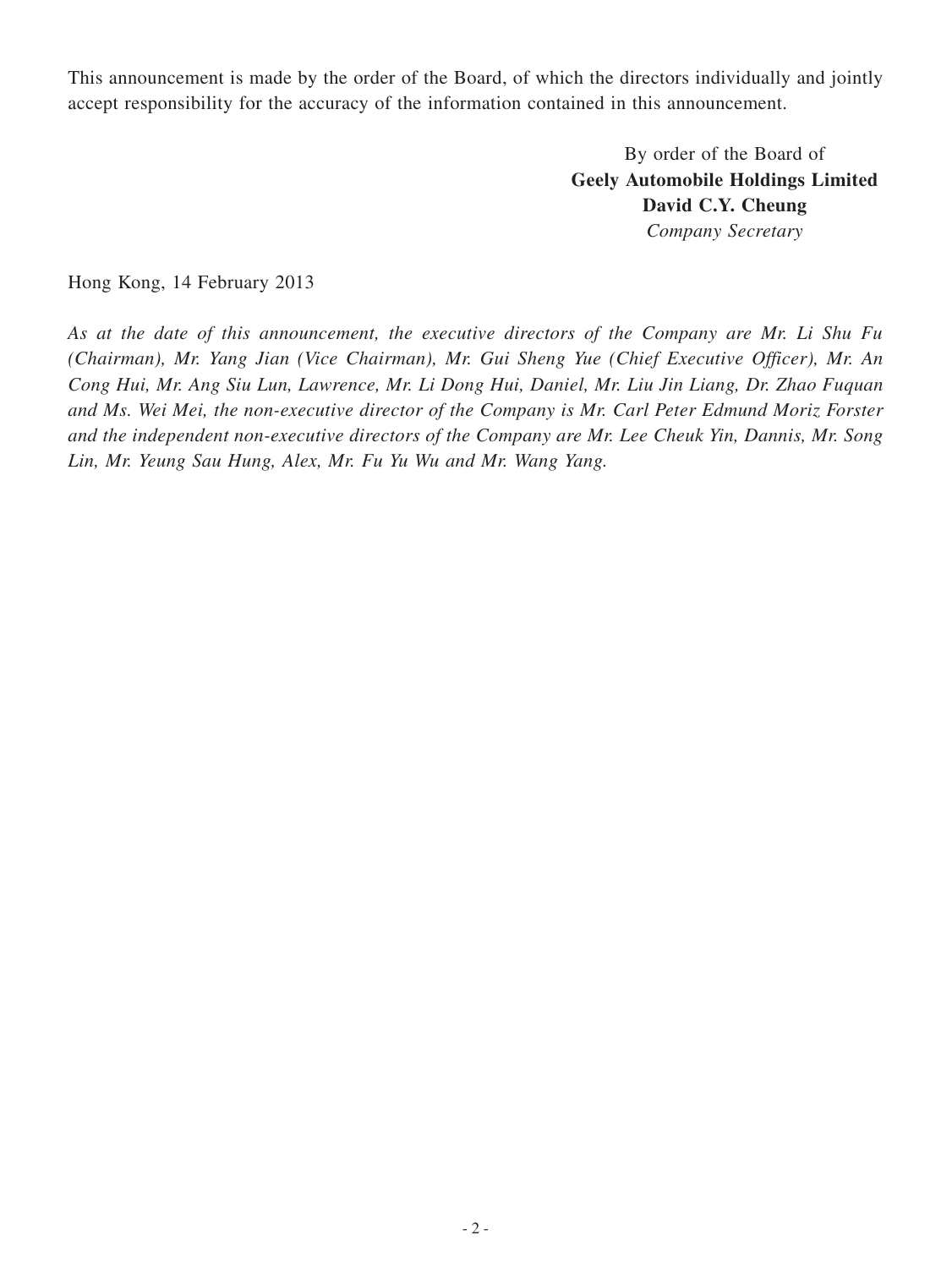This announcement is made by the order of the Board, of which the directors individually and jointly accept responsibility for the accuracy of the information contained in this announcement.

By order of the Board of
**Geely Automobile Holdings Limited**
**David C.Y. Cheung**
*Company Secretary*

Hong Kong, 14 February 2013

*As at the date of this announcement, the executive directors of the Company are Mr. Li Shu Fu (Chairman), Mr. Yang Jian (Vice Chairman), Mr. Gui Sheng Yue (Chief Executive Officer), Mr. An Cong Hui, Mr. Ang Siu Lun, Lawrence, Mr. Li Dong Hui, Daniel, Mr. Liu Jin Liang, Dr. Zhao Fuquan and Ms. Wei Mei, the non-executive director of the Company is Mr. Carl Peter Edmund Moriz Forster and the independent non-executive directors of the Company are Mr. Lee Cheuk Yin, Dannis, Mr. Song Lin, Mr. Yeung Sau Hung, Alex, Mr. Fu Yu Wu and Mr. Wang Yang.*